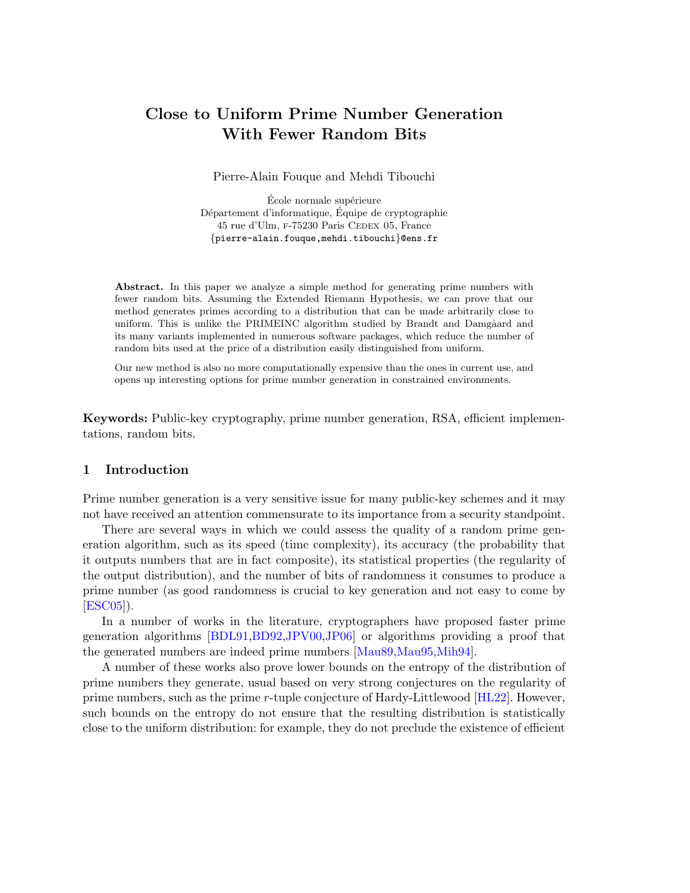# Close to Uniform Prime Number Generation With Fewer Random Bits

Pierre-Alain Fouque and Mehdi Tibouchi

École normale supérieure
Département d'informatique, Équipe de cryptographie
45 rue d'Ulm, F-75230 Paris CEDEX 05, France
{pierre-alain.fouque,mehdi.tibouchi}@ens.fr

**Abstract.** In this paper we analyze a simple method for generating prime numbers with fewer random bits. Assuming the Extended Riemann Hypothesis, we can prove that our method generates primes according to a distribution that can be made arbitrarily close to uniform. This is unlike the PRIMEINC algorithm studied by Brandt and Damgåard and its many variants implemented in numerous software packages, which reduce the number of random bits used at the price of a distribution easily distinguished from uniform.

Our new method is also no more computationally expensive than the ones in current use, and opens up interesting options for prime number generation in constrained environments.

**Keywords:** Public-key cryptography, prime number generation, RSA, efficient implementations, random bits.

## 1 Introduction

Prime number generation is a very sensitive issue for many public-key schemes and it may not have received an attention commensurate to its importance from a security standpoint.

There are several ways in which we could assess the quality of a random prime generation algorithm, such as its speed (time complexity), its accuracy (the probability that it outputs numbers that are in fact composite), its statistical properties (the regularity of the output distribution), and the number of bits of randomness it consumes to produce a prime number (as good randomness is crucial to key generation and not easy to come by [ESC05]).

In a number of works in the literature, cryptographers have proposed faster prime generation algorithms [BDL91,BD92,JPV00,JP06] or algorithms providing a proof that the generated numbers are indeed prime numbers [Mau89,Mau95,Mih94].

A number of these works also prove lower bounds on the entropy of the distribution of prime numbers they generate, usual based on very strong conjectures on the regularity of prime numbers, such as the prime $r$-tuple conjecture of Hardy-Littlewood [HL22]. However, such bounds on the entropy do not ensure that the resulting distribution is statistically close to the uniform distribution: for example, they do not preclude the existence of efficient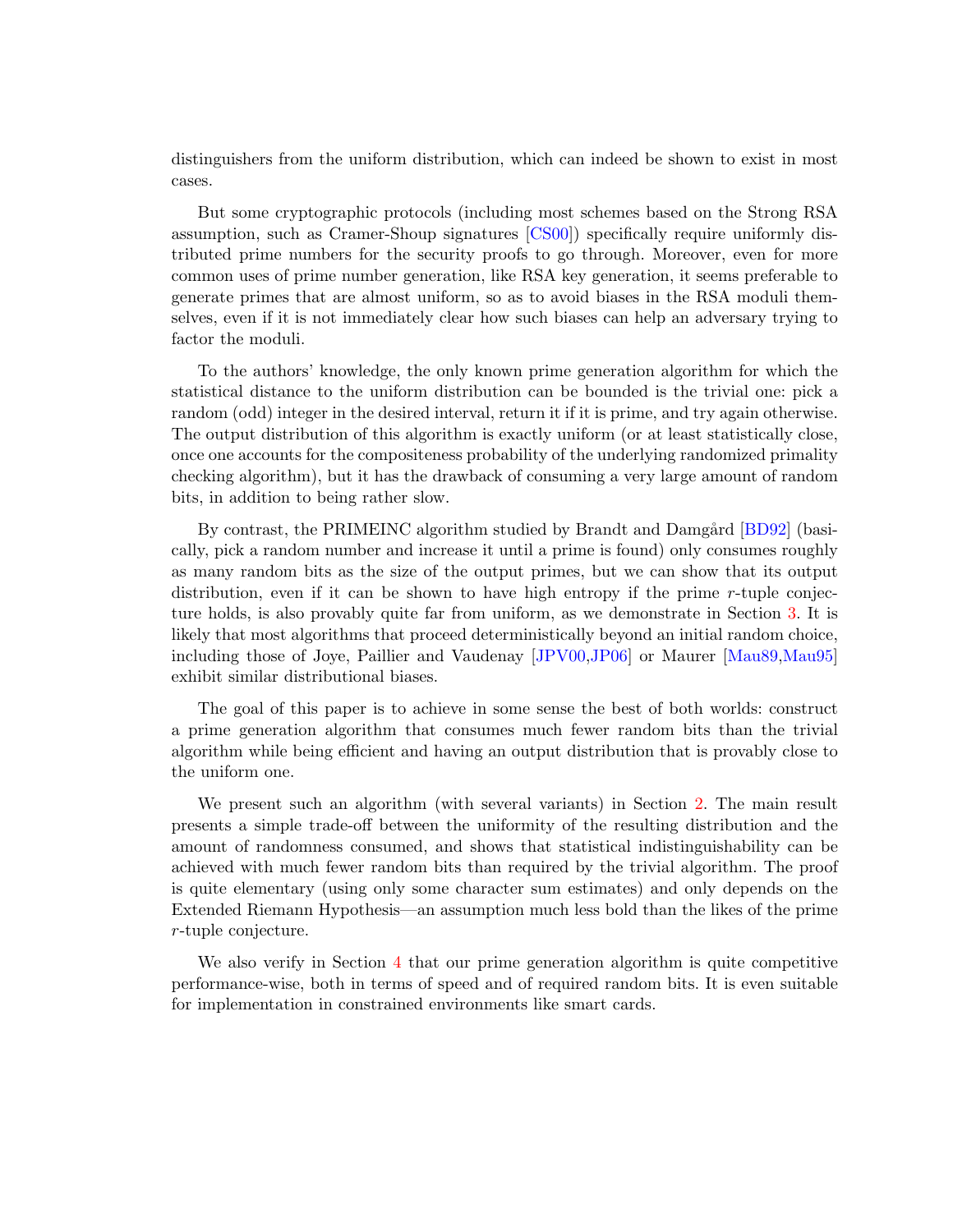distinguishers from the uniform distribution, which can indeed be shown to exist in most cases.

But some cryptographic protocols (including most schemes based on the Strong RSA assumption, such as Cramer-Shoup signatures [CS00]) specifically require uniformly distributed prime numbers for the security proofs to go through. Moreover, even for more common uses of prime number generation, like RSA key generation, it seems preferable to generate primes that are almost uniform, so as to avoid biases in the RSA moduli themselves, even if it is not immediately clear how such biases can help an adversary trying to factor the moduli.

To the authors' knowledge, the only known prime generation algorithm for which the statistical distance to the uniform distribution can be bounded is the trivial one: pick a random (odd) integer in the desired interval, return it if it is prime, and try again otherwise. The output distribution of this algorithm is exactly uniform (or at least statistically close, once one accounts for the compositeness probability of the underlying randomized primality checking algorithm), but it has the drawback of consuming a very large amount of random bits, in addition to being rather slow.

By contrast, the PRIMEINC algorithm studied by Brandt and Damgård [BD92] (basically, pick a random number and increase it until a prime is found) only consumes roughly as many random bits as the size of the output primes, but we can show that its output distribution, even if it can be shown to have high entropy if the prime $r$-tuple conjecture holds, is also provably quite far from uniform, as we demonstrate in Section 3. It is likely that most algorithms that proceed deterministically beyond an initial random choice, including those of Joye, Paillier and Vaudenay [JPV00,JP06] or Maurer [Mau89,Mau95] exhibit similar distributional biases.

The goal of this paper is to achieve in some sense the best of both worlds: construct a prime generation algorithm that consumes much fewer random bits than the trivial algorithm while being efficient and having an output distribution that is provably close to the uniform one.

We present such an algorithm (with several variants) in Section 2. The main result presents a simple trade-off between the uniformity of the resulting distribution and the amount of randomness consumed, and shows that statistical indistinguishability can be achieved with much fewer random bits than required by the trivial algorithm. The proof is quite elementary (using only some character sum estimates) and only depends on the Extended Riemann Hypothesis—an assumption much less bold than the likes of the prime $r$-tuple conjecture.

We also verify in Section 4 that our prime generation algorithm is quite competitive performance-wise, both in terms of speed and of required random bits. It is even suitable for implementation in constrained environments like smart cards.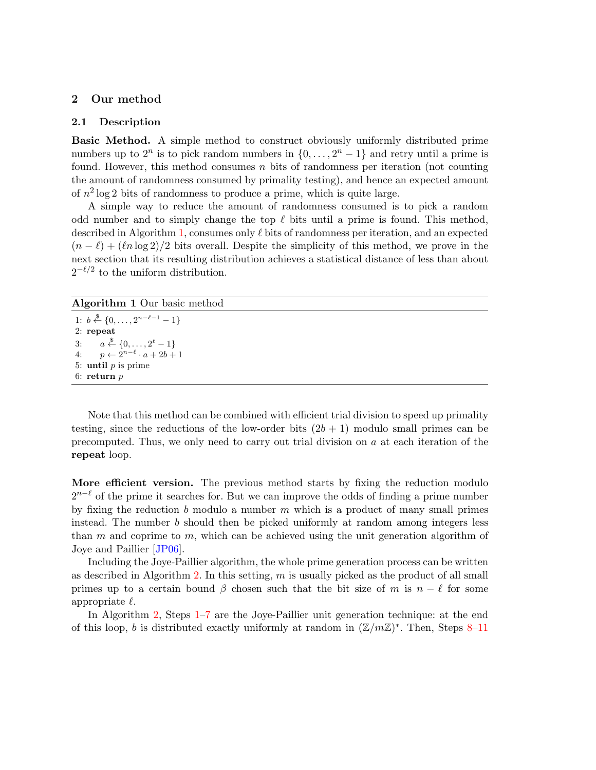## 2 Our method

### 2.1 Description

**Basic Method.** A simple method to construct obviously uniformly distributed prime numbers up to $2^n$ is to pick random numbers in $\{0, \ldots, 2^n - 1\}$ and retry until a prime is found. However, this method consumes $n$ bits of randomness per iteration (not counting the amount of randomness consumed by primality testing), and hence an expected amount of $n^2 \log 2$ bits of randomness to produce a prime, which is quite large.

A simple way to reduce the amount of randomness consumed is to pick a random odd number and to simply change the top $\ell$ bits until a prime is found. This method, described in Algorithm 1, consumes only $\ell$ bits of randomness per iteration, and an expected $(n - \ell) + (\ell n \log 2)/2$ bits overall. Despite the simplicity of this method, we prove in the next section that its resulting distribution achieves a statistical distance of less than about $2^{-\ell/2}$ to the uniform distribution.

**Algorithm 1** Our basic method

1: $b \xleftarrow{\$} \{0, \ldots, 2^{n-\ell-1} - 1\}$
2: **repeat**
3: $\quad a \xleftarrow{\$} \{0, \ldots, 2^{\ell} - 1\}$
4: $\quad p \leftarrow 2^{n-\ell} \cdot a + 2b + 1$
5: **until** $p$ is prime
6: **return** $p$

Note that this method can be combined with efficient trial division to speed up primality testing, since the reductions of the low-order bits $(2b + 1)$ modulo small primes can be precomputed. Thus, we only need to carry out trial division on $a$ at each iteration of the **repeat** loop.

**More efficient version.** The previous method starts by fixing the reduction modulo $2^{n-\ell}$ of the prime it searches for. But we can improve the odds of finding a prime number by fixing the reduction $b$ modulo a number $m$ which is a product of many small primes instead. The number $b$ should then be picked uniformly at random among integers less than $m$ and coprime to $m$, which can be achieved using the unit generation algorithm of Joye and Paillier [JP06].

Including the Joye-Paillier algorithm, the whole prime generation process can be written as described in Algorithm 2. In this setting, $m$ is usually picked as the product of all small primes up to a certain bound $\beta$ chosen such that the bit size of $m$ is $n - \ell$ for some appropriate $\ell$.

In Algorithm 2, Steps 1–7 are the Joye-Paillier unit generation technique: at the end of this loop, $b$ is distributed exactly uniformly at random in $(\mathbb{Z}/m\mathbb{Z})^*$. Then, Steps 8–11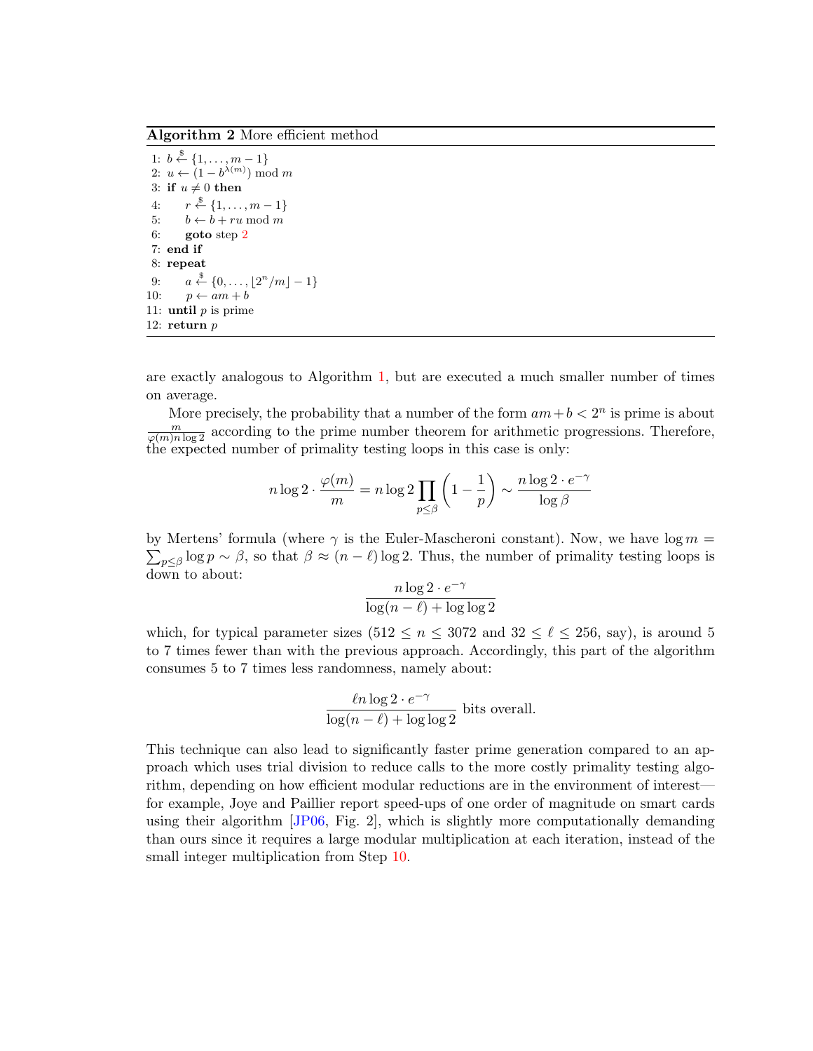**Algorithm 2** More efficient method

```
 1: b ←$ {1, ..., m − 1}
 2: u ← (1 − b^λ(m)) mod m
 3: if u ≠ 0 then
 4:     r ←$ {1, ..., m − 1}
 5:     b ← b + ru mod m
 6:     goto step 2
 7: end if
 8: repeat
 9:     a ←$ {0, ..., ⌊2^n/m⌋ − 1}
10:     p ← am + b
11: until p is prime
12: return p
```

are exactly analogous to Algorithm 1, but are executed a much smaller number of times on average.

More precisely, the probability that a number of the form $am+b < 2^n$ is prime is about $\frac{m}{\varphi(m) n \log 2}$ according to the prime number theorem for arithmetic progressions. Therefore, the expected number of primality testing loops in this case is only:

$$n \log 2 \cdot \frac{\varphi(m)}{m} = n \log 2 \prod_{p \leq \beta} \left(1 - \frac{1}{p}\right) \sim \frac{n \log 2 \cdot e^{-\gamma}}{\log \beta}$$

by Mertens' formula (where $\gamma$ is the Euler-Mascheroni constant). Now, we have $\log m = \sum_{p \leq \beta} \log p \sim \beta$, so that $\beta \approx (n - \ell) \log 2$. Thus, the number of primality testing loops is down to about:

$$\frac{n \log 2 \cdot e^{-\gamma}}{\log(n - \ell) + \log \log 2}$$

which, for typical parameter sizes ($512 \leq n \leq 3072$ and $32 \leq \ell \leq 256$, say), is around 5 to 7 times fewer than with the previous approach. Accordingly, this part of the algorithm consumes 5 to 7 times less randomness, namely about:

$$\frac{\ell n \log 2 \cdot e^{-\gamma}}{\log(n - \ell) + \log \log 2} \text{ bits overall.}$$

This technique can also lead to significantly faster prime generation compared to an approach which uses trial division to reduce calls to the more costly primality testing algorithm, depending on how efficient modular reductions are in the environment of interest—for example, Joye and Paillier report speed-ups of one order of magnitude on smart cards using their algorithm [JP06, Fig. 2], which is slightly more computationally demanding than ours since it requires a large modular multiplication at each iteration, instead of the small integer multiplication from Step 10.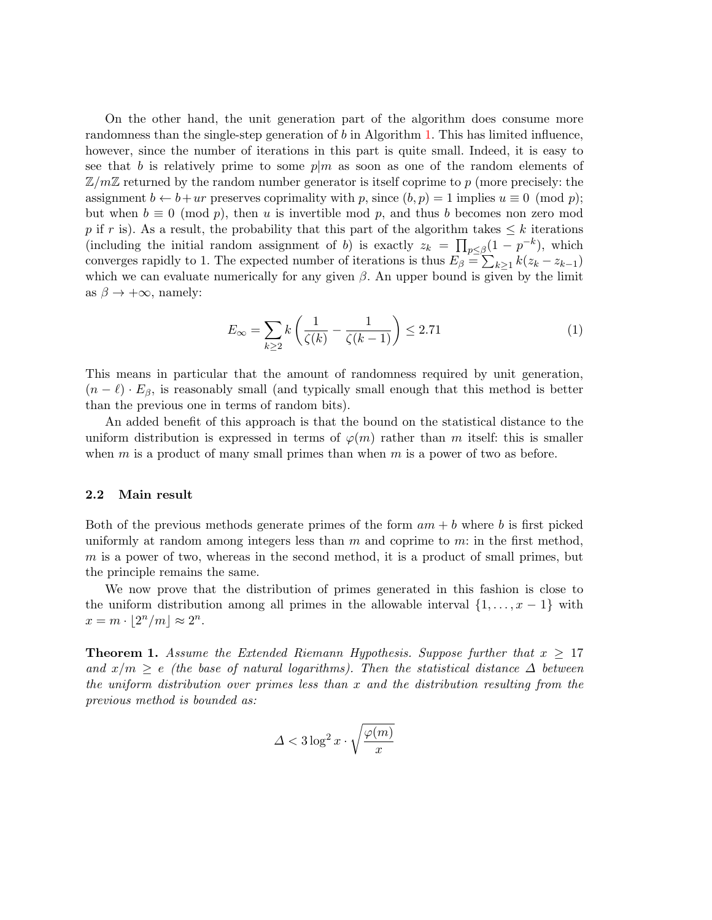On the other hand, the unit generation part of the algorithm does consume more randomness than the single-step generation of $b$ in Algorithm 1. This has limited influence, however, since the number of iterations in this part is quite small. Indeed, it is easy to see that $b$ is relatively prime to some $p|m$ as soon as one of the random elements of $\mathbb{Z}/m\mathbb{Z}$ returned by the random number generator is itself coprime to $p$ (more precisely: the assignment $b \leftarrow b + ur$ preserves coprimality with $p$, since $(b, p) = 1$ implies $u \equiv 0 \pmod{p}$; but when $b \equiv 0 \pmod{p}$, then $u$ is invertible mod $p$, and thus $b$ becomes non zero mod $p$ if $r$ is). As a result, the probability that this part of the algorithm takes $\leq k$ iterations (including the initial random assignment of $b$) is exactly $z_k = \prod_{p \leq \beta}(1 - p^{-k})$, which converges rapidly to 1. The expected number of iterations is thus $E_\beta = \sum_{k \geq 1} k(z_k - z_{k-1})$ which we can evaluate numerically for any given $\beta$. An upper bound is given by the limit as $\beta \to +\infty$, namely:

$$E_\infty = \sum_{k \geq 2} k \left( \frac{1}{\zeta(k)} - \frac{1}{\zeta(k-1)} \right) \leq 2.71 \tag{1}$$

This means in particular that the amount of randomness required by unit generation, $(n - \ell) \cdot E_\beta$, is reasonably small (and typically small enough that this method is better than the previous one in terms of random bits).

An added benefit of this approach is that the bound on the statistical distance to the uniform distribution is expressed in terms of $\varphi(m)$ rather than $m$ itself: this is smaller when $m$ is a product of many small primes than when $m$ is a power of two as before.

### 2.2 Main result

Both of the previous methods generate primes of the form $am + b$ where $b$ is first picked uniformly at random among integers less than $m$ and coprime to $m$: in the first method, $m$ is a power of two, whereas in the second method, it is a product of small primes, but the principle remains the same.

We now prove that the distribution of primes generated in this fashion is close to the uniform distribution among all primes in the allowable interval $\{1, \ldots, x - 1\}$ with $x = m \cdot \lfloor 2^n/m \rfloor \approx 2^n$.

**Theorem 1.** *Assume the Extended Riemann Hypothesis. Suppose further that $x \geq 17$ and $x/m \geq e$ (the base of natural logarithms). Then the statistical distance $\Delta$ between the uniform distribution over primes less than $x$ and the distribution resulting from the previous method is bounded as:*

$$\Delta < 3 \log^2 x \cdot \sqrt{\frac{\varphi(m)}{x}}$$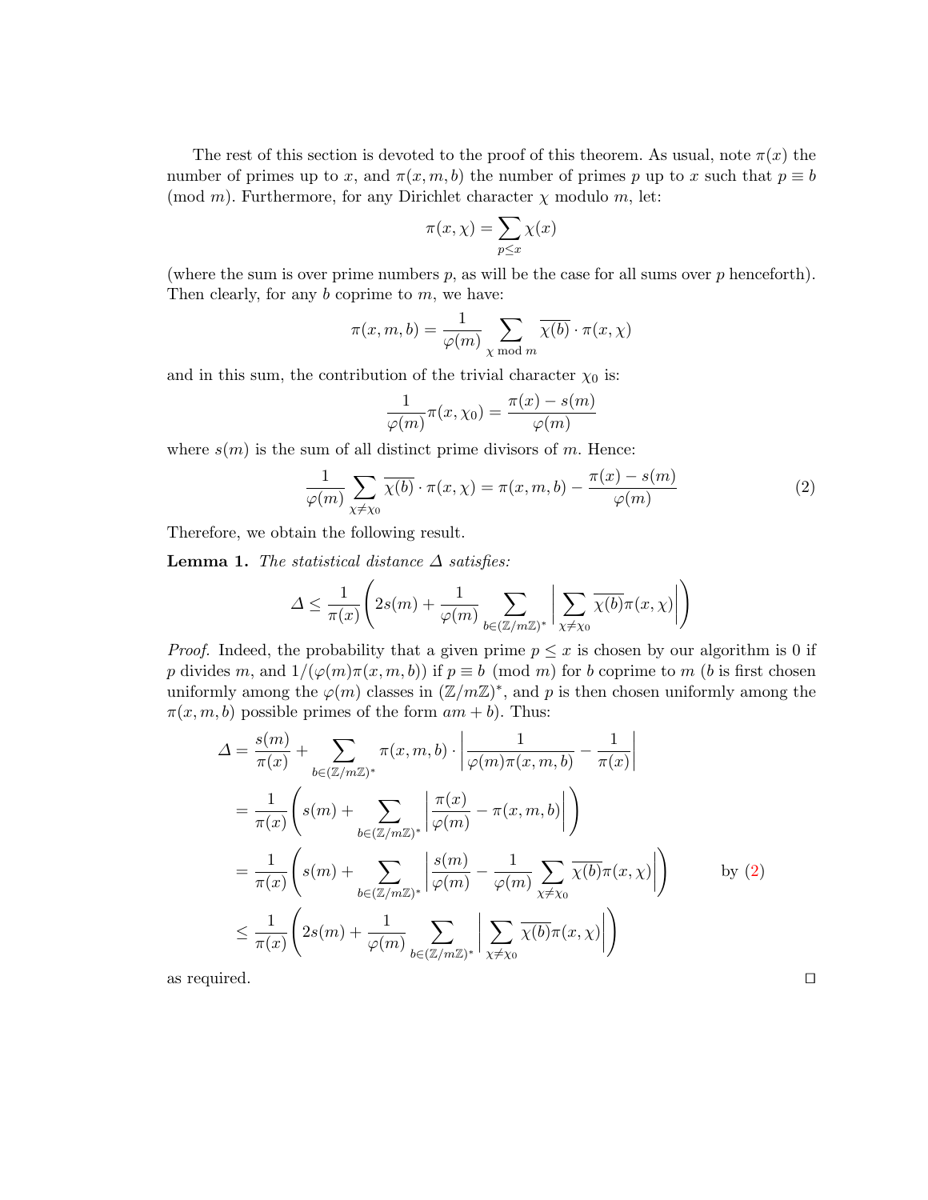The rest of this section is devoted to the proof of this theorem. As usual, note $\pi(x)$ the number of primes up to $x$, and $\pi(x, m, b)$ the number of primes $p$ up to $x$ such that $p \equiv b \pmod{m}$. Furthermore, for any Dirichlet character $\chi$ modulo $m$, let:

$$\pi(x, \chi) = \sum_{p \le x} \chi(x)$$

(where the sum is over prime numbers $p$, as will be the case for all sums over $p$ henceforth). Then clearly, for any $b$ coprime to $m$, we have:

$$\pi(x, m, b) = \frac{1}{\varphi(m)} \sum_{\chi \bmod m} \overline{\chi(b)} \cdot \pi(x, \chi)$$

and in this sum, the contribution of the trivial character $\chi_0$ is:

$$\frac{1}{\varphi(m)} \pi(x, \chi_0) = \frac{\pi(x) - s(m)}{\varphi(m)}$$

where $s(m)$ is the sum of all distinct prime divisors of $m$. Hence:

$$\frac{1}{\varphi(m)} \sum_{\chi \neq \chi_0} \overline{\chi(b)} \cdot \pi(x, \chi) = \pi(x, m, b) - \frac{\pi(x) - s(m)}{\varphi(m)} \tag{2}$$

Therefore, we obtain the following result.

**Lemma 1.** *The statistical distance $\Delta$ satisfies:*

$$\Delta \le \frac{1}{\pi(x)} \left( 2s(m) + \frac{1}{\varphi(m)} \sum_{b \in (\mathbb{Z}/m\mathbb{Z})^*} \left| \sum_{\chi \neq \chi_0} \overline{\chi(b)} \pi(x, \chi) \right| \right)$$

*Proof.* Indeed, the probability that a given prime $p \le x$ is chosen by our algorithm is 0 if $p$ divides $m$, and $1/(\varphi(m)\pi(x, m, b))$ if $p \equiv b \pmod{m}$ for $b$ coprime to $m$ ($b$ is first chosen uniformly among the $\varphi(m)$ classes in $(\mathbb{Z}/m\mathbb{Z})^*$, and $p$ is then chosen uniformly among the $\pi(x, m, b)$ possible primes of the form $am + b$). Thus:

$$\begin{aligned}
\Delta &= \frac{s(m)}{\pi(x)} + \sum_{b \in (\mathbb{Z}/m\mathbb{Z})^*} \pi(x, m, b) \cdot \left| \frac{1}{\varphi(m)\pi(x, m, b)} - \frac{1}{\pi(x)} \right| \\
&= \frac{1}{\pi(x)} \left( s(m) + \sum_{b \in (\mathbb{Z}/m\mathbb{Z})^*} \left| \frac{\pi(x)}{\varphi(m)} - \pi(x, m, b) \right| \right) \\
&= \frac{1}{\pi(x)} \left( s(m) + \sum_{b \in (\mathbb{Z}/m\mathbb{Z})^*} \left| \frac{s(m)}{\varphi(m)} - \frac{1}{\varphi(m)} \sum_{\chi \neq \chi_0} \overline{\chi(b)} \pi(x, \chi) \right| \right) \qquad \text{by (2)} \\
&\le \frac{1}{\pi(x)} \left( 2s(m) + \frac{1}{\varphi(m)} \sum_{b \in (\mathbb{Z}/m\mathbb{Z})^*} \left| \sum_{\chi \neq \chi_0} \overline{\chi(b)} \pi(x, \chi) \right| \right)
\end{aligned}$$

as required. ∎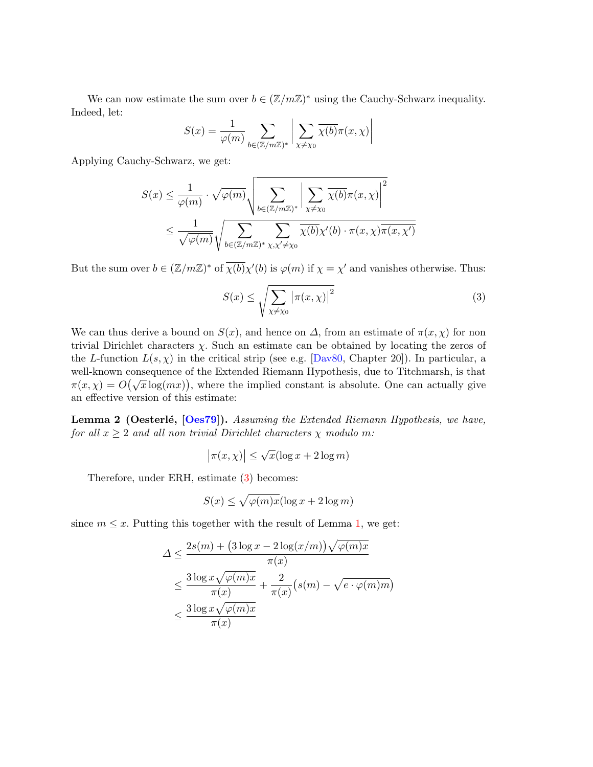We can now estimate the sum over $b \in (\mathbb{Z}/m\mathbb{Z})^*$ using the Cauchy-Schwarz inequality. Indeed, let:

$$S(x) = \frac{1}{\varphi(m)} \sum_{b \in (\mathbb{Z}/m\mathbb{Z})^*} \left| \sum_{\chi \neq \chi_0} \overline{\chi(b)} \pi(x, \chi) \right|$$

Applying Cauchy-Schwarz, we get:

$$\begin{aligned}
S(x) &\leq \frac{1}{\varphi(m)} \cdot \sqrt{\varphi(m)} \sqrt{\sum_{b \in (\mathbb{Z}/m\mathbb{Z})^*} \left| \sum_{\chi \neq \chi_0} \overline{\chi(b)} \pi(x, \chi) \right|^2} \\
&\leq \frac{1}{\sqrt{\varphi(m)}} \sqrt{\sum_{b \in (\mathbb{Z}/m\mathbb{Z})^*} \sum_{\chi, \chi' \neq \chi_0} \overline{\chi(b)} \chi'(b) \cdot \pi(x, \chi) \overline{\pi(x, \chi')}}
\end{aligned}$$

But the sum over $b \in (\mathbb{Z}/m\mathbb{Z})^*$ of $\overline{\chi(b)}\chi'(b)$ is $\varphi(m)$ if $\chi = \chi'$ and vanishes otherwise. Thus:

$$S(x) \leq \sqrt{\sum_{\chi \neq \chi_0} \left| \pi(x, \chi) \right|^2} \tag{3}$$

We can thus derive a bound on $S(x)$, and hence on $\varDelta$, from an estimate of $\pi(x, \chi)$ for non trivial Dirichlet characters $\chi$. Such an estimate can be obtained by locating the zeros of the $L$-function $L(s, \chi)$ in the critical strip (see e.g. [Dav80, Chapter 20]). In particular, a well-known consequence of the Extended Riemann Hypothesis, due to Titchmarsh, is that $\pi(x, \chi) = O\big(\sqrt{x} \log(mx)\big)$, where the implied constant is absolute. One can actually give an effective version of this estimate:

**Lemma 2 (Oesterlé, [Oes79]).** *Assuming the Extended Riemann Hypothesis, we have, for all $x \geq 2$ and all non trivial Dirichlet characters $\chi$ modulo $m$:*

$$\left| \pi(x, \chi) \right| \leq \sqrt{x} (\log x + 2 \log m)$$

Therefore, under ERH, estimate (3) becomes:

$$S(x) \leq \sqrt{\varphi(m) x} (\log x + 2 \log m)$$

since $m \leq x$. Putting this together with the result of Lemma 1, we get:

$$\begin{aligned}
\varDelta &\leq \frac{2s(m) + \big(3 \log x - 2 \log(x/m)\big) \sqrt{\varphi(m) x}}{\pi(x)} \\
&\leq \frac{3 \log x \sqrt{\varphi(m) x}}{\pi(x)} + \frac{2}{\pi(x)} \big( s(m) - \sqrt{e \cdot \varphi(m) m} \big) \\
&\leq \frac{3 \log x \sqrt{\varphi(m) x}}{\pi(x)}
\end{aligned}$$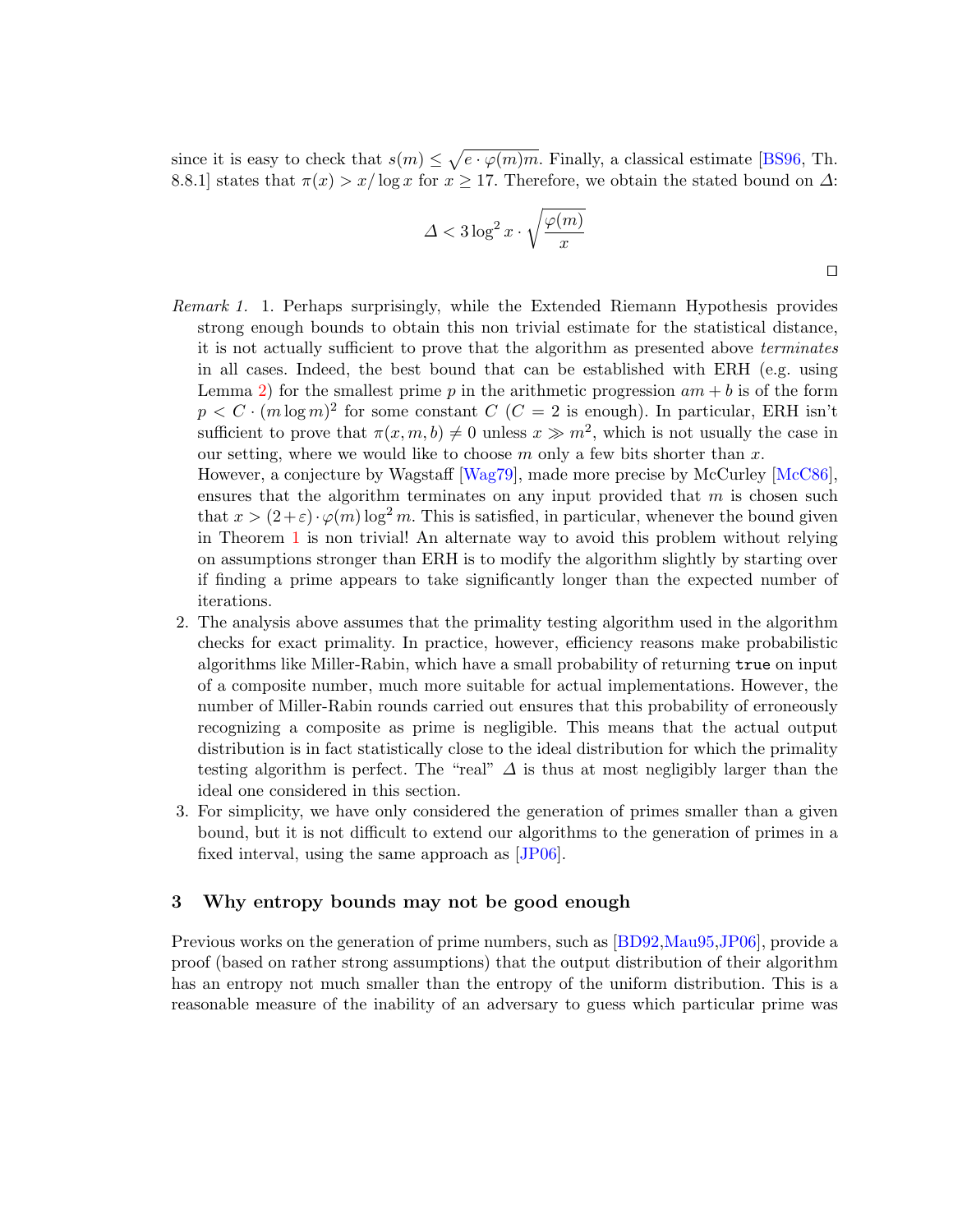since it is easy to check that $s(m) \leq \sqrt{e \cdot \varphi(m) m}$. Finally, a classical estimate [BS96, Th. 8.8.1] states that $\pi(x) > x/\log x$ for $x \geq 17$. Therefore, we obtain the stated bound on $\Delta$:

$$\Delta < 3 \log^2 x \cdot \sqrt{\frac{\varphi(m)}{x}}$$

□

*Remark 1.* 1. Perhaps surprisingly, while the Extended Riemann Hypothesis provides strong enough bounds to obtain this non trivial estimate for the statistical distance, it is not actually sufficient to prove that the algorithm as presented above *terminates* in all cases. Indeed, the best bound that can be established with ERH (e.g. using Lemma 2) for the smallest prime $p$ in the arithmetic progression $am + b$ is of the form $p < C \cdot (m \log m)^2$ for some constant $C$ ($C = 2$ is enough). In particular, ERH isn't sufficient to prove that $\pi(x, m, b) \neq 0$ unless $x \gg m^2$, which is not usually the case in our setting, where we would like to choose $m$ only a few bits shorter than $x$.
However, a conjecture by Wagstaff [Wag79], made more precise by McCurley [McC86], ensures that the algorithm terminates on any input provided that $m$ is chosen such that $x > (2 + \varepsilon) \cdot \varphi(m) \log^2 m$. This is satisfied, in particular, whenever the bound given in Theorem 1 is non trivial! An alternate way to avoid this problem without relying on assumptions stronger than ERH is to modify the algorithm slightly by starting over if finding a prime appears to take significantly longer than the expected number of iterations.

2. The analysis above assumes that the primality testing algorithm used in the algorithm checks for exact primality. In practice, however, efficiency reasons make probabilistic algorithms like Miller-Rabin, which have a small probability of returning `true` on input of a composite number, much more suitable for actual implementations. However, the number of Miller-Rabin rounds carried out ensures that this probability of erroneously recognizing a composite as prime is negligible. This means that the actual output distribution is in fact statistically close to the ideal distribution for which the primality testing algorithm is perfect. The "real" $\Delta$ is thus at most negligibly larger than the ideal one considered in this section.

3. For simplicity, we have only considered the generation of primes smaller than a given bound, but it is not difficult to extend our algorithms to the generation of primes in a fixed interval, using the same approach as [JP06].

## 3 Why entropy bounds may not be good enough

Previous works on the generation of prime numbers, such as [BD92,Mau95,JP06], provide a proof (based on rather strong assumptions) that the output distribution of their algorithm has an entropy not much smaller than the entropy of the uniform distribution. This is a reasonable measure of the inability of an adversary to guess which particular prime was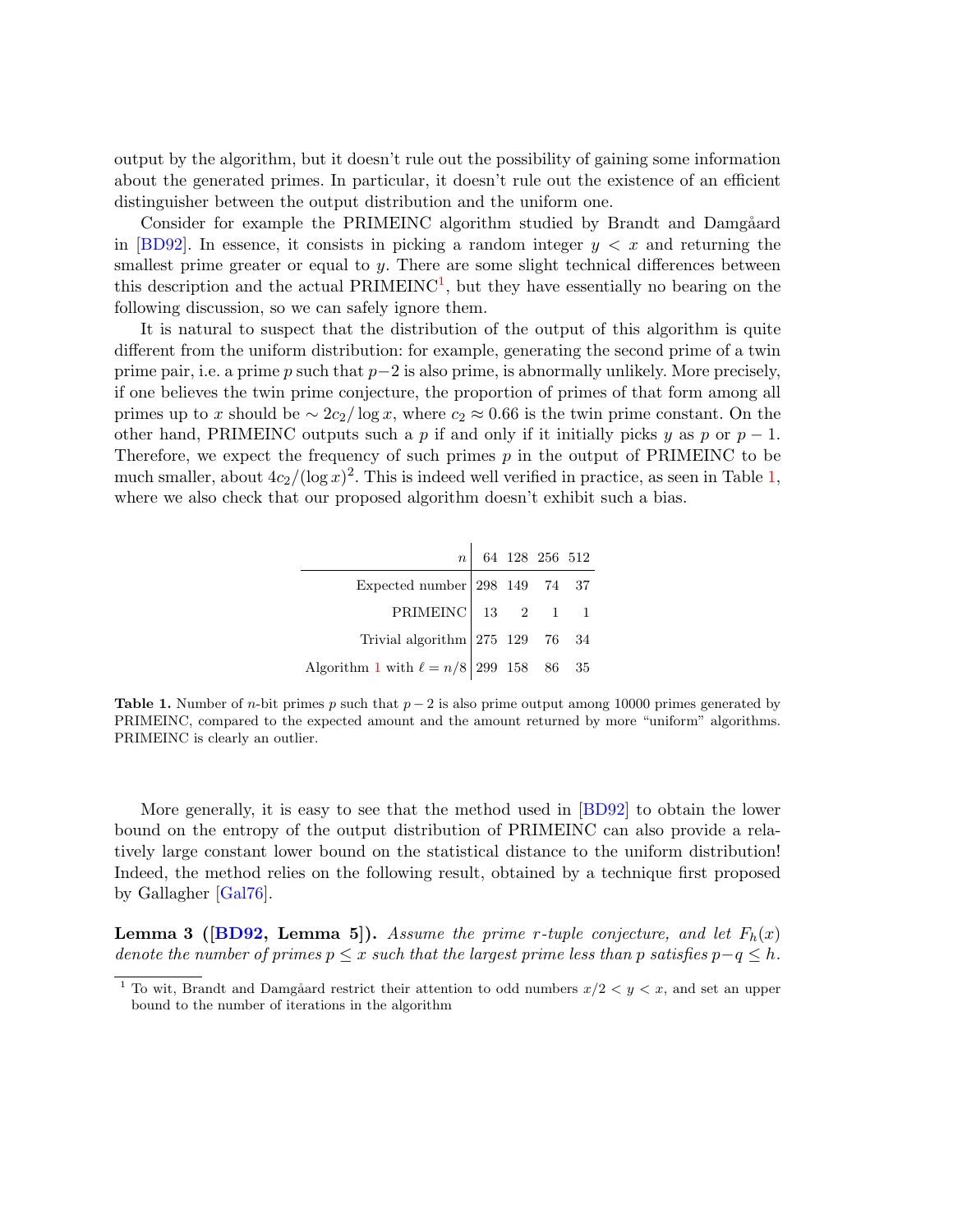output by the algorithm, but it doesn't rule out the possibility of gaining some information about the generated primes. In particular, it doesn't rule out the existence of an efficient distinguisher between the output distribution and the uniform one.

Consider for example the PRIMEINC algorithm studied by Brandt and Damgård in [BD92]. In essence, it consists in picking a random integer $y < x$ and returning the smallest prime greater or equal to $y$. There are some slight technical differences between this description and the actual PRIMEINC[1], but they have essentially no bearing on the following discussion, so we can safely ignore them.

It is natural to suspect that the distribution of the output of this algorithm is quite different from the uniform distribution: for example, generating the second prime of a twin prime pair, i.e. a prime $p$ such that $p-2$ is also prime, is abnormally unlikely. More precisely, if one believes the twin prime conjecture, the proportion of primes of that form among all primes up to $x$ should be $\sim 2c_2/\log x$, where $c_2 \approx 0.66$ is the twin prime constant. On the other hand, PRIMEINC outputs such a $p$ if and only if it initially picks $y$ as $p$ or $p-1$. Therefore, we expect the frequency of such primes $p$ in the output of PRIMEINC to be much smaller, about $4c_2/(\log x)^2$. This is indeed well verified in practice, as seen in Table 1, where we also check that our proposed algorithm doesn't exhibit such a bias.

| $n$ | 64 | 128 | 256 | 512 |
|---|---|---|---|---|
| Expected number | 298 | 149 | 74 | 37 |
| PRIMEINC | 13 | 2 | 1 | 1 |
| Trivial algorithm | 275 | 129 | 76 | 34 |
| Algorithm 1 with $\ell = n/8$ | 299 | 158 | 86 | 35 |

**Table 1.** Number of $n$-bit primes $p$ such that $p-2$ is also prime output among 10000 primes generated by PRIMEINC, compared to the expected amount and the amount returned by more "uniform" algorithms. PRIMEINC is clearly an outlier.

More generally, it is easy to see that the method used in [BD92] to obtain the lower bound on the entropy of the output distribution of PRIMEINC can also provide a relatively large constant lower bound on the statistical distance to the uniform distribution! Indeed, the method relies on the following result, obtained by a technique first proposed by Gallagher [Gal76].

**Lemma 3 ([BD92, Lemma 5]).** *Assume the prime $r$-tuple conjecture, and let $F_h(x)$ denote the number of primes $p \le x$ such that the largest prime less than $p$ satisfies $p-q \le h$.*

[1] To wit, Brandt and Damgård restrict their attention to odd numbers $x/2 < y < x$, and set an upper bound to the number of iterations in the algorithm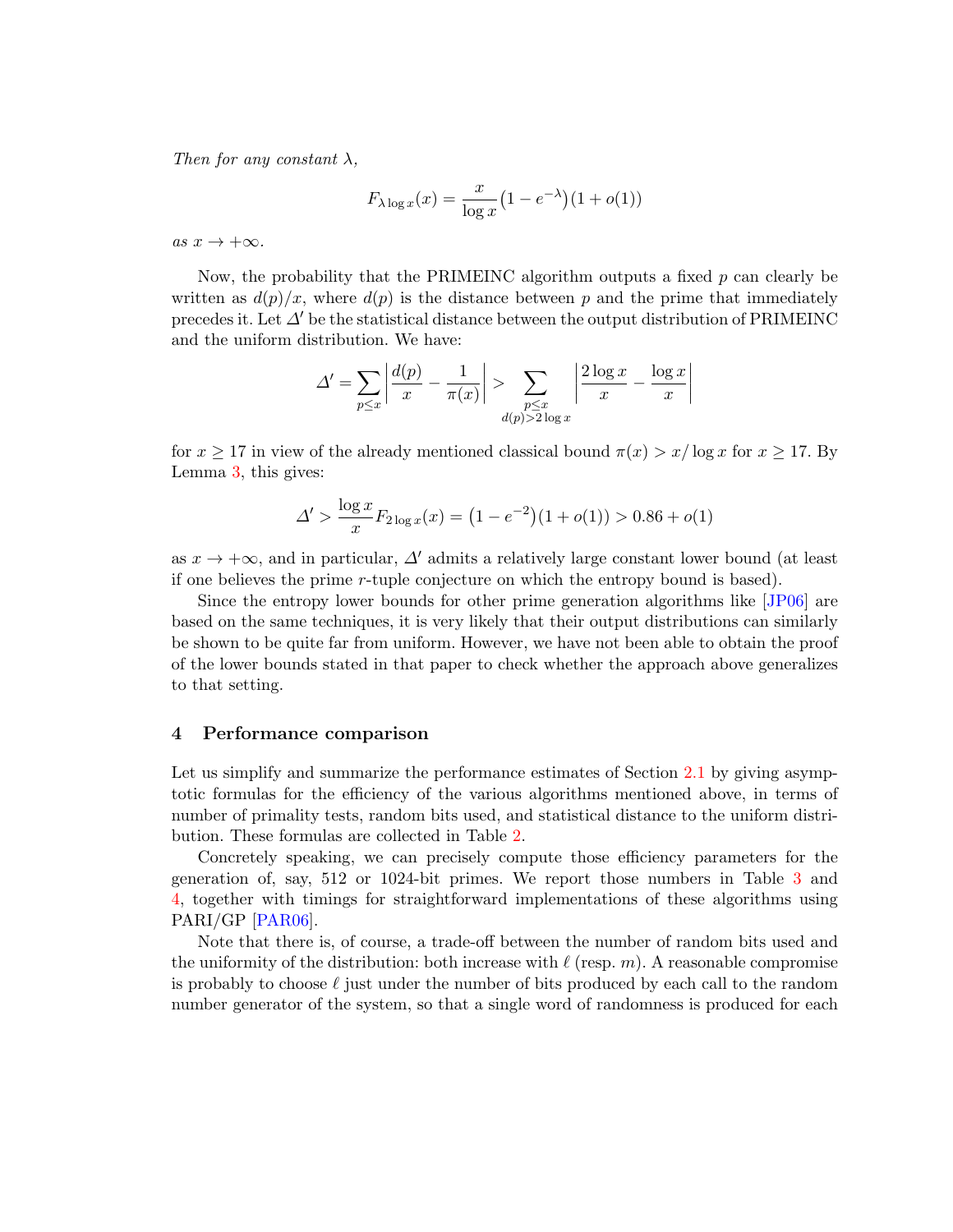*Then for any constant $\lambda$,*

$$F_{\lambda \log x}(x) = \frac{x}{\log x}\big(1 - e^{-\lambda}\big)\big(1 + o(1)\big)$$

*as $x \to +\infty$.*

Now, the probability that the PRIMEINC algorithm outputs a fixed $p$ can clearly be written as $d(p)/x$, where $d(p)$ is the distance between $p$ and the prime that immediately precedes it. Let $\Delta'$ be the statistical distance between the output distribution of PRIMEINC and the uniform distribution. We have:

$$\Delta' = \sum_{p \le x} \left| \frac{d(p)}{x} - \frac{1}{\pi(x)} \right| > \sum_{\substack{p \le x \\ d(p) > 2\log x}} \left| \frac{2 \log x}{x} - \frac{\log x}{x} \right|$$

for $x \geq 17$ in view of the already mentioned classical bound $\pi(x) > x/\log x$ for $x \geq 17$. By Lemma 3, this gives:

$$\Delta' > \frac{\log x}{x} F_{2\log x}(x) = \big(1 - e^{-2}\big)\big(1 + o(1)\big) > 0.86 + o(1)$$

as $x \to +\infty$, and in particular, $\Delta'$ admits a relatively large constant lower bound (at least if one believes the prime $r$-tuple conjecture on which the entropy bound is based).

Since the entropy lower bounds for other prime generation algorithms like [JP06] are based on the same techniques, it is very likely that their output distributions can similarly be shown to be quite far from uniform. However, we have not been able to obtain the proof of the lower bounds stated in that paper to check whether the approach above generalizes to that setting.

## 4 Performance comparison

Let us simplify and summarize the performance estimates of Section 2.1 by giving asymptotic formulas for the efficiency of the various algorithms mentioned above, in terms of number of primality tests, random bits used, and statistical distance to the uniform distribution. These formulas are collected in Table 2.

Concretely speaking, we can precisely compute those efficiency parameters for the generation of, say, 512 or 1024-bit primes. We report those numbers in Table 3 and 4, together with timings for straightforward implementations of these algorithms using PARI/GP [PAR06].

Note that there is, of course, a trade-off between the number of random bits used and the uniformity of the distribution: both increase with $\ell$ (resp. $m$). A reasonable compromise is probably to choose $\ell$ just under the number of bits produced by each call to the random number generator of the system, so that a single word of randomness is produced for each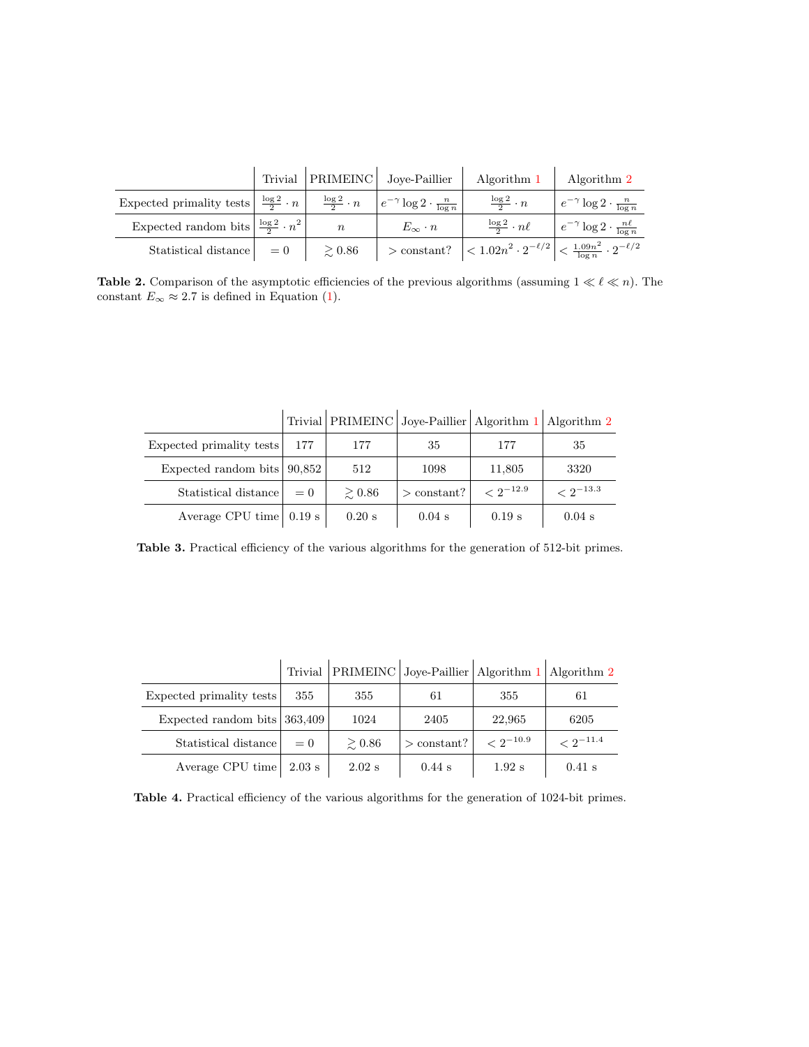| | Trivial | PRIMEINC | Joye-Paillier | Algorithm 1 | Algorithm 2 |
|---|---|---|---|---|---|
| Expected primality tests | $\frac{\log 2}{2} \cdot n$ | $\frac{\log 2}{2} \cdot n$ | $e^{-\gamma} \log 2 \cdot \frac{n}{\log n}$ | $\frac{\log 2}{2} \cdot n$ | $e^{-\gamma} \log 2 \cdot \frac{n}{\log n}$ |
| Expected random bits | $\frac{\log 2}{2} \cdot n^2$ | $n$ | $E_\infty \cdot n$ | $\frac{\log 2}{2} \cdot n\ell$ | $e^{-\gamma} \log 2 \cdot \frac{n\ell}{\log n}$ |
| Statistical distance | $= 0$ | $\gtrsim 0.86$ | $>$ constant? | $< 1.02n^2 \cdot 2^{-\ell/2}$ | $< \frac{1.09n^2}{\log n} \cdot 2^{-\ell/2}$ |

**Table 2.** Comparison of the asymptotic efficiencies of the previous algorithms (assuming $1 \ll \ell \ll n$). The constant $E_\infty \approx 2.7$ is defined in Equation (1).

| | Trivial | PRIMEINC | Joye-Paillier | Algorithm 1 | Algorithm 2 |
|---|---|---|---|---|---|
| Expected primality tests | 177 | 177 | 35 | 177 | 35 |
| Expected random bits | 90,852 | 512 | 1098 | 11,805 | 3320 |
| Statistical distance | $= 0$ | $\gtrsim 0.86$ | $>$ constant? | $< 2^{-12.9}$ | $< 2^{-13.3}$ |
| Average CPU time | 0.19 s | 0.20 s | 0.04 s | 0.19 s | 0.04 s |

**Table 3.** Practical efficiency of the various algorithms for the generation of 512-bit primes.

| | Trivial | PRIMEINC | Joye-Paillier | Algorithm 1 | Algorithm 2 |
|---|---|---|---|---|---|
| Expected primality tests | 355 | 355 | 61 | 355 | 61 |
| Expected random bits | 363,409 | 1024 | 2405 | 22,965 | 6205 |
| Statistical distance | $= 0$ | $\gtrsim 0.86$ | $>$ constant? | $< 2^{-10.9}$ | $< 2^{-11.4}$ |
| Average CPU time | 2.03 s | 2.02 s | 0.44 s | 1.92 s | 0.41 s |

**Table 4.** Practical efficiency of the various algorithms for the generation of 1024-bit primes.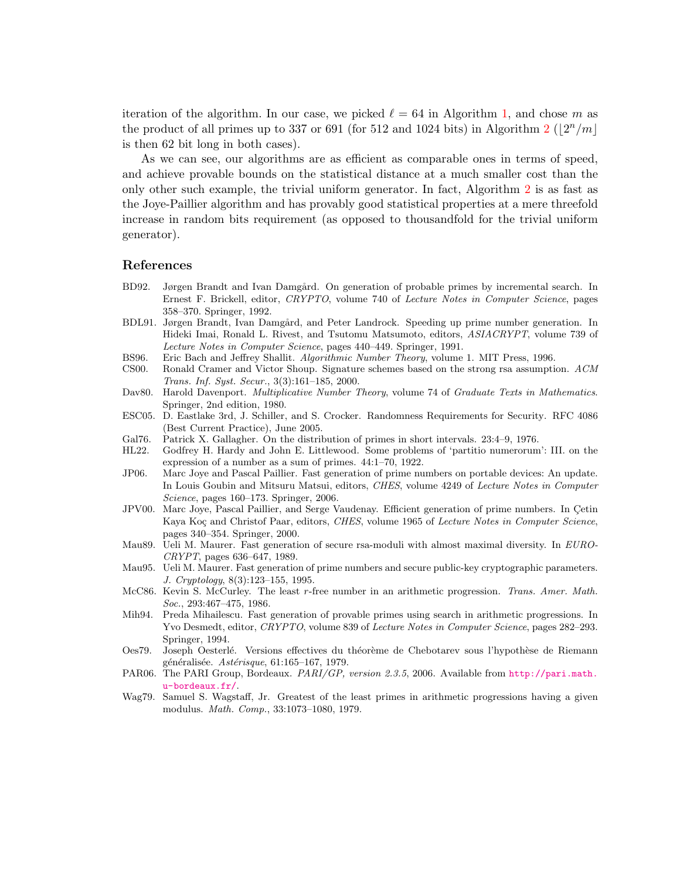iteration of the algorithm. In our case, we picked $\ell = 64$ in Algorithm 1, and chose $m$ as the product of all primes up to 337 or 691 (for 512 and 1024 bits) in Algorithm 2 ($\lfloor 2^n/m \rfloor$ is then 62 bit long in both cases).

As we can see, our algorithms are as efficient as comparable ones in terms of speed, and achieve provable bounds on the statistical distance at a much smaller cost than the only other such example, the trivial uniform generator. In fact, Algorithm 2 is as fast as the Joye-Paillier algorithm and has provably good statistical properties at a mere threefold increase in random bits requirement (as opposed to thousandfold for the trivial uniform generator).

## References

- BD92. Jørgen Brandt and Ivan Damgård. On generation of probable primes by incremental search. In Ernest F. Brickell, editor, *CRYPTO*, volume 740 of *Lecture Notes in Computer Science*, pages 358–370. Springer, 1992.
- BDL91. Jørgen Brandt, Ivan Damgård, and Peter Landrock. Speeding up prime number generation. In Hideki Imai, Ronald L. Rivest, and Tsutomu Matsumoto, editors, *ASIACRYPT*, volume 739 of *Lecture Notes in Computer Science*, pages 440–449. Springer, 1991.
- BS96. Eric Bach and Jeffrey Shallit. *Algorithmic Number Theory*, volume 1. MIT Press, 1996.
- CS00. Ronald Cramer and Victor Shoup. Signature schemes based on the strong rsa assumption. *ACM Trans. Inf. Syst. Secur.*, 3(3):161–185, 2000.
- Dav80. Harold Davenport. *Multiplicative Number Theory*, volume 74 of *Graduate Texts in Mathematics*. Springer, 2nd edition, 1980.
- ESC05. D. Eastlake 3rd, J. Schiller, and S. Crocker. Randomness Requirements for Security. RFC 4086 (Best Current Practice), June 2005.
- Gal76. Patrick X. Gallagher. On the distribution of primes in short intervals. 23:4–9, 1976.
- HL22. Godfrey H. Hardy and John E. Littlewood. Some problems of 'partitio numerorum': III. on the expression of a number as a sum of primes. 44:1–70, 1922.
- JP06. Marc Joye and Pascal Paillier. Fast generation of prime numbers on portable devices: An update. In Louis Goubin and Mitsuru Matsui, editors, *CHES*, volume 4249 of *Lecture Notes in Computer Science*, pages 160–173. Springer, 2006.
- JPV00. Marc Joye, Pascal Paillier, and Serge Vaudenay. Efficient generation of prime numbers. In Çetin Kaya Koç and Christof Paar, editors, *CHES*, volume 1965 of *Lecture Notes in Computer Science*, pages 340–354. Springer, 2000.
- Mau89. Ueli M. Maurer. Fast generation of secure rsa-moduli with almost maximal diversity. In *EUROCRYPT*, pages 636–647, 1989.
- Mau95. Ueli M. Maurer. Fast generation of prime numbers and secure public-key cryptographic parameters. *J. Cryptology*, 8(3):123–155, 1995.
- McC86. Kevin S. McCurley. The least $r$-free number in an arithmetic progression. *Trans. Amer. Math. Soc.*, 293:467–475, 1986.
- Mih94. Preda Mihailescu. Fast generation of provable primes using search in arithmetic progressions. In Yvo Desmedt, editor, *CRYPTO*, volume 839 of *Lecture Notes in Computer Science*, pages 282–293. Springer, 1994.
- Oes79. Joseph Oesterlé. Versions effectives du théorème de Chebotarev sous l'hypothèse de Riemann généralisée. *Astérisque*, 61:165–167, 1979.
- PAR06. The PARI Group, Bordeaux. *PARI/GP, version 2.3.5*, 2006. Available from http://pari.math.u-bordeaux.fr/.
- Wag79. Samuel S. Wagstaff, Jr. Greatest of the least primes in arithmetic progressions having a given modulus. *Math. Comp.*, 33:1073–1080, 1979.